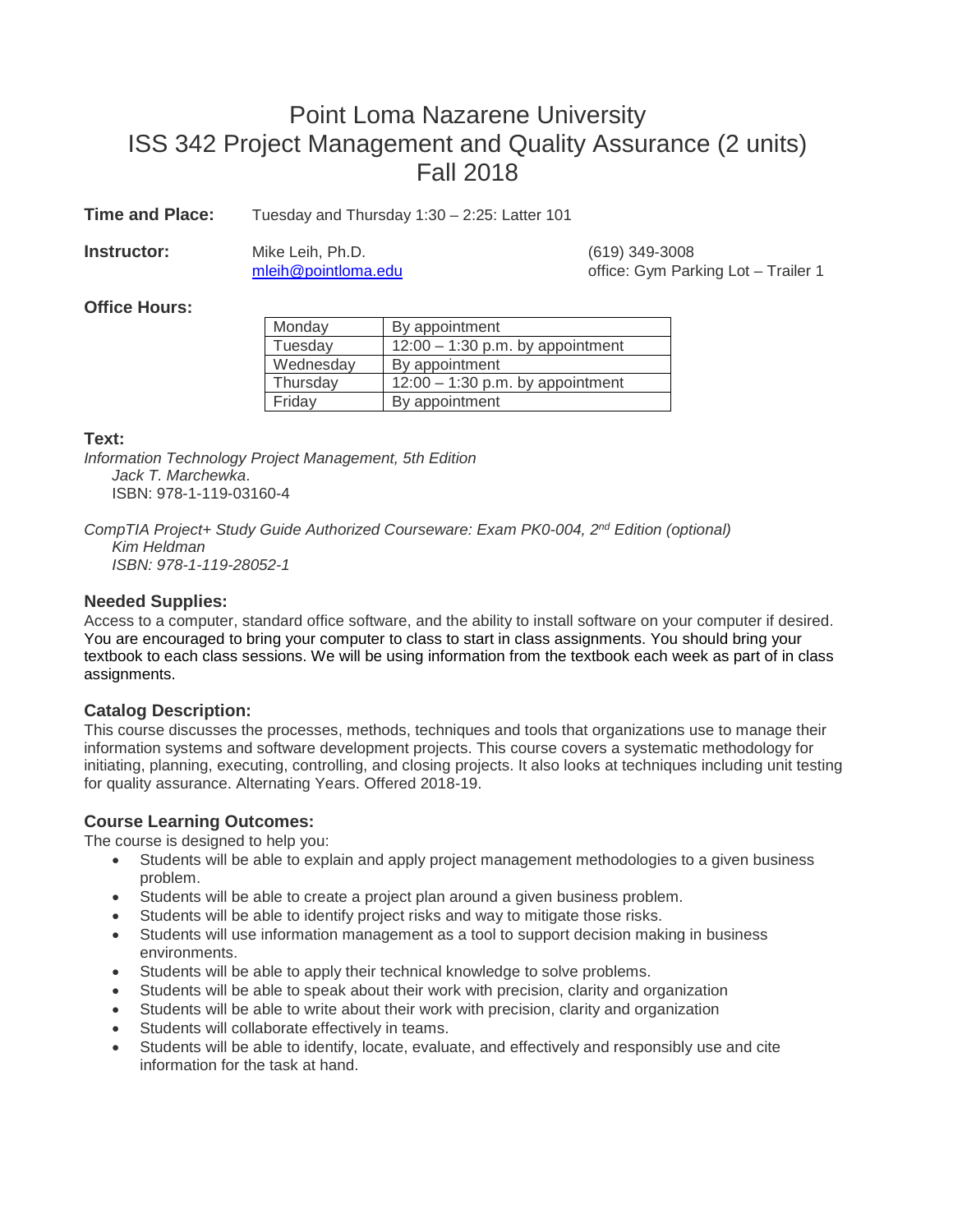# Point Loma Nazarene University
# ISS 342 Project Management and Quality Assurance (2 units)
# Fall 2018

**Time and Place:** Tuesday and Thursday 1:30 – 2:25: Latter 101

**Instructor:** Mike Leih, Ph.D.
mleih@pointloma.edu
(619) 349-3008
office: Gym Parking Lot – Trailer 1

### Office Hours:

| Monday | By appointment |
|---|---|
| Tuesday | 12:00 – 1:30 p.m. by appointment |
| Wednesday | By appointment |
| Thursday | 12:00 – 1:30 p.m. by appointment |
| Friday | By appointment |

### Text:

*Information Technology Project Management, 5th Edition*
*Jack T. Marchewka*.
ISBN: 978-1-119-03160-4

*CompTIA Project+ Study Guide Authorized Courseware: Exam PK0-004, 2nd Edition (optional)*
*Kim Heldman*
*ISBN: 978-1-119-28052-1*

### Needed Supplies:

Access to a computer, standard office software, and the ability to install software on your computer if desired. You are encouraged to bring your computer to class to start in class assignments. You should bring your textbook to each class sessions. We will be using information from the textbook each week as part of in class assignments.

### Catalog Description:

This course discusses the processes, methods, techniques and tools that organizations use to manage their information systems and software development projects. This course covers a systematic methodology for initiating, planning, executing, controlling, and closing projects. It also looks at techniques including unit testing for quality assurance. Alternating Years. Offered 2018-19.

### Course Learning Outcomes:

The course is designed to help you:

- Students will be able to explain and apply project management methodologies to a given business problem.
- Students will be able to create a project plan around a given business problem.
- Students will be able to identify project risks and way to mitigate those risks.
- Students will use information management as a tool to support decision making in business environments.
- Students will be able to apply their technical knowledge to solve problems.
- Students will be able to speak about their work with precision, clarity and organization
- Students will be able to write about their work with precision, clarity and organization
- Students will collaborate effectively in teams.
- Students will be able to identify, locate, evaluate, and effectively and responsibly use and cite information for the task at hand.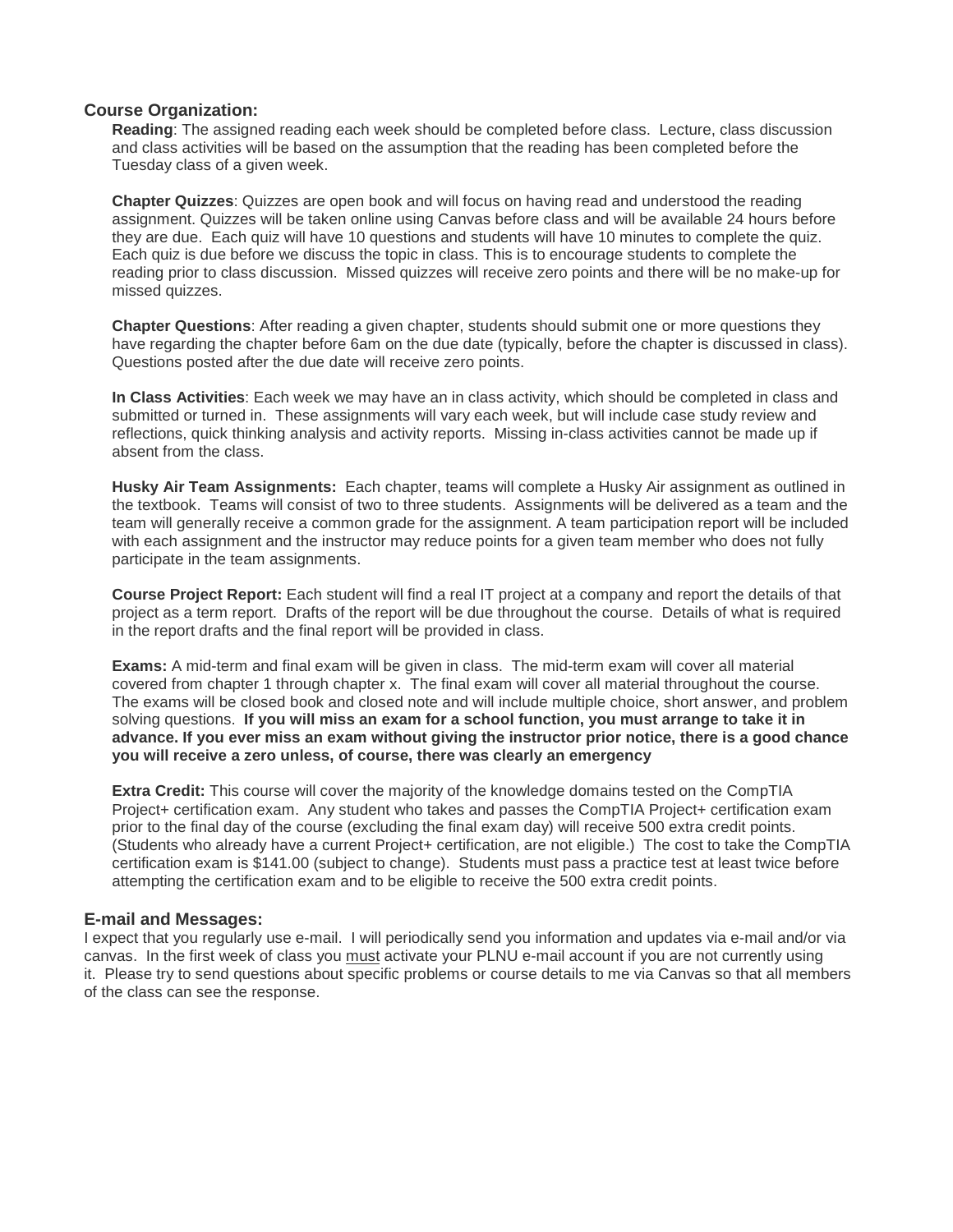### Course Organization:

**Reading**: The assigned reading each week should be completed before class. Lecture, class discussion and class activities will be based on the assumption that the reading has been completed before the Tuesday class of a given week.

**Chapter Quizzes**: Quizzes are open book and will focus on having read and understood the reading assignment. Quizzes will be taken online using Canvas before class and will be available 24 hours before they are due. Each quiz will have 10 questions and students will have 10 minutes to complete the quiz. Each quiz is due before we discuss the topic in class. This is to encourage students to complete the reading prior to class discussion. Missed quizzes will receive zero points and there will be no make-up for missed quizzes.

**Chapter Questions**: After reading a given chapter, students should submit one or more questions they have regarding the chapter before 6am on the due date (typically, before the chapter is discussed in class). Questions posted after the due date will receive zero points.

**In Class Activities**: Each week we may have an in class activity, which should be completed in class and submitted or turned in. These assignments will vary each week, but will include case study review and reflections, quick thinking analysis and activity reports. Missing in-class activities cannot be made up if absent from the class.

**Husky Air Team Assignments:** Each chapter, teams will complete a Husky Air assignment as outlined in the textbook. Teams will consist of two to three students. Assignments will be delivered as a team and the team will generally receive a common grade for the assignment. A team participation report will be included with each assignment and the instructor may reduce points for a given team member who does not fully participate in the team assignments.

**Course Project Report:** Each student will find a real IT project at a company and report the details of that project as a term report. Drafts of the report will be due throughout the course. Details of what is required in the report drafts and the final report will be provided in class.

**Exams:** A mid-term and final exam will be given in class. The mid-term exam will cover all material covered from chapter 1 through chapter x. The final exam will cover all material throughout the course. The exams will be closed book and closed note and will include multiple choice, short answer, and problem solving questions. **If you will miss an exam for a school function, you must arrange to take it in advance. If you ever miss an exam without giving the instructor prior notice, there is a good chance you will receive a zero unless, of course, there was clearly an emergency**

**Extra Credit:** This course will cover the majority of the knowledge domains tested on the CompTIA Project+ certification exam. Any student who takes and passes the CompTIA Project+ certification exam prior to the final day of the course (excluding the final exam day) will receive 500 extra credit points. (Students who already have a current Project+ certification, are not eligible.) The cost to take the CompTIA certification exam is $141.00 (subject to change). Students must pass a practice test at least twice before attempting the certification exam and to be eligible to receive the 500 extra credit points.

### E-mail and Messages:

I expect that you regularly use e-mail. I will periodically send you information and updates via e-mail and/or via canvas. In the first week of class you <u>must</u> activate your PLNU e-mail account if you are not currently using it. Please try to send questions about specific problems or course details to me via Canvas so that all members of the class can see the response.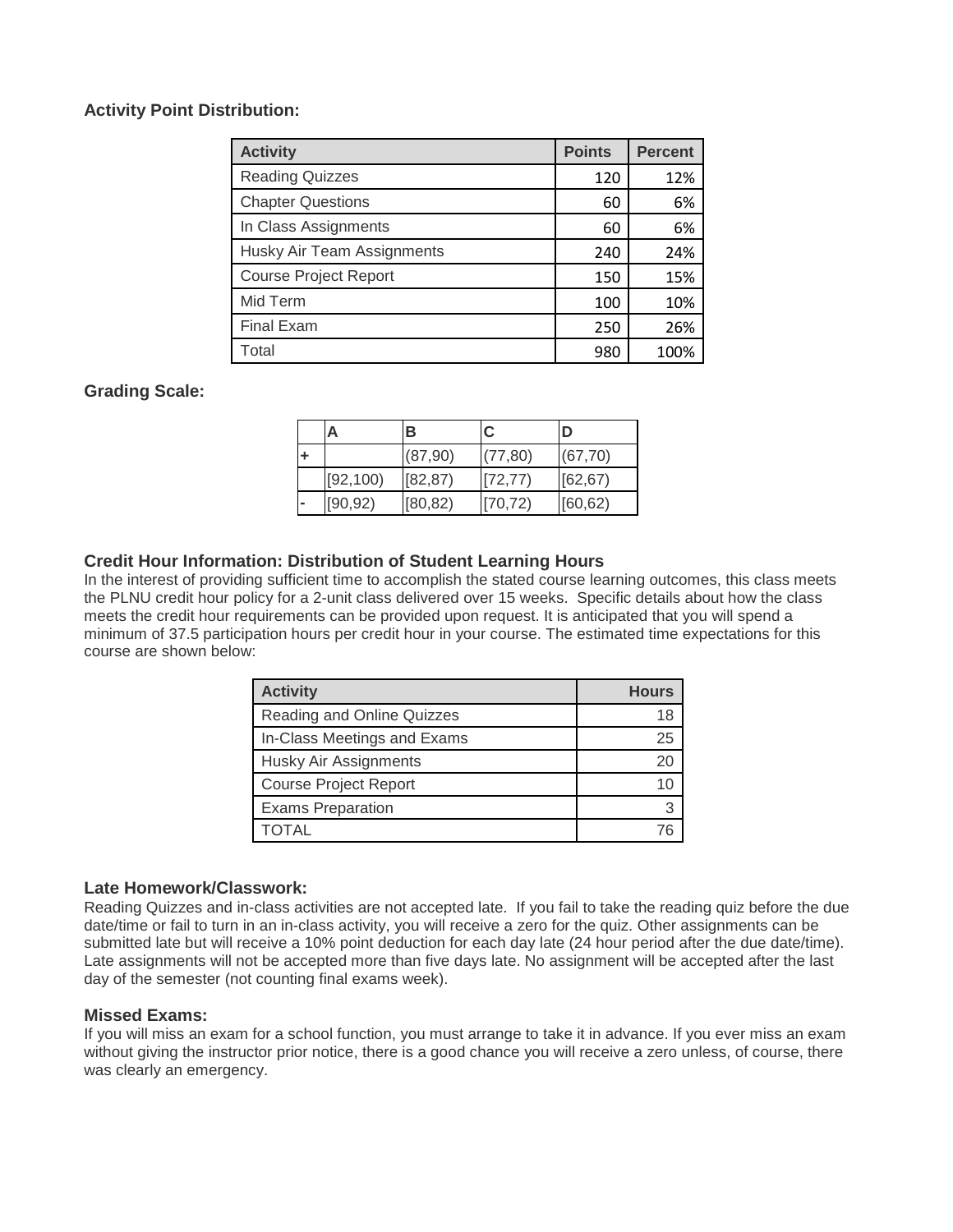### Activity Point Distribution:

| Activity | Points | Percent |
|---|---|---|
| Reading Quizzes | 120 | 12% |
| Chapter Questions | 60 | 6% |
| In Class Assignments | 60 | 6% |
| Husky Air Team Assignments | 240 | 24% |
| Course Project Report | 150 | 15% |
| Mid Term | 100 | 10% |
| Final Exam | 250 | 26% |
| Total | 980 | 100% |

### Grading Scale:

| | A | B | C | D |
|---|---|---|---|---|
| + | | (87,90) | (77,80) | (67,70) |
| | [92,100) | [82,87) | [72,77) | [62,67) |
| - | [90,92) | [80,82) | [70,72) | [60,62) |

### Credit Hour Information: Distribution of Student Learning Hours

In the interest of providing sufficient time to accomplish the stated course learning outcomes, this class meets the PLNU credit hour policy for a 2-unit class delivered over 15 weeks. Specific details about how the class meets the credit hour requirements can be provided upon request. It is anticipated that you will spend a minimum of 37.5 participation hours per credit hour in your course. The estimated time expectations for this course are shown below:

| Activity | Hours |
|---|---|
| Reading and Online Quizzes | 18 |
| In-Class Meetings and Exams | 25 |
| Husky Air Assignments | 20 |
| Course Project Report | 10 |
| Exams Preparation | 3 |
| TOTAL | 76 |

### Late Homework/Classwork:

Reading Quizzes and in-class activities are not accepted late. If you fail to take the reading quiz before the due date/time or fail to turn in an in-class activity, you will receive a zero for the quiz. Other assignments can be submitted late but will receive a 10% point deduction for each day late (24 hour period after the due date/time). Late assignments will not be accepted more than five days late. No assignment will be accepted after the last day of the semester (not counting final exams week).

### Missed Exams:

If you will miss an exam for a school function, you must arrange to take it in advance. If you ever miss an exam without giving the instructor prior notice, there is a good chance you will receive a zero unless, of course, there was clearly an emergency.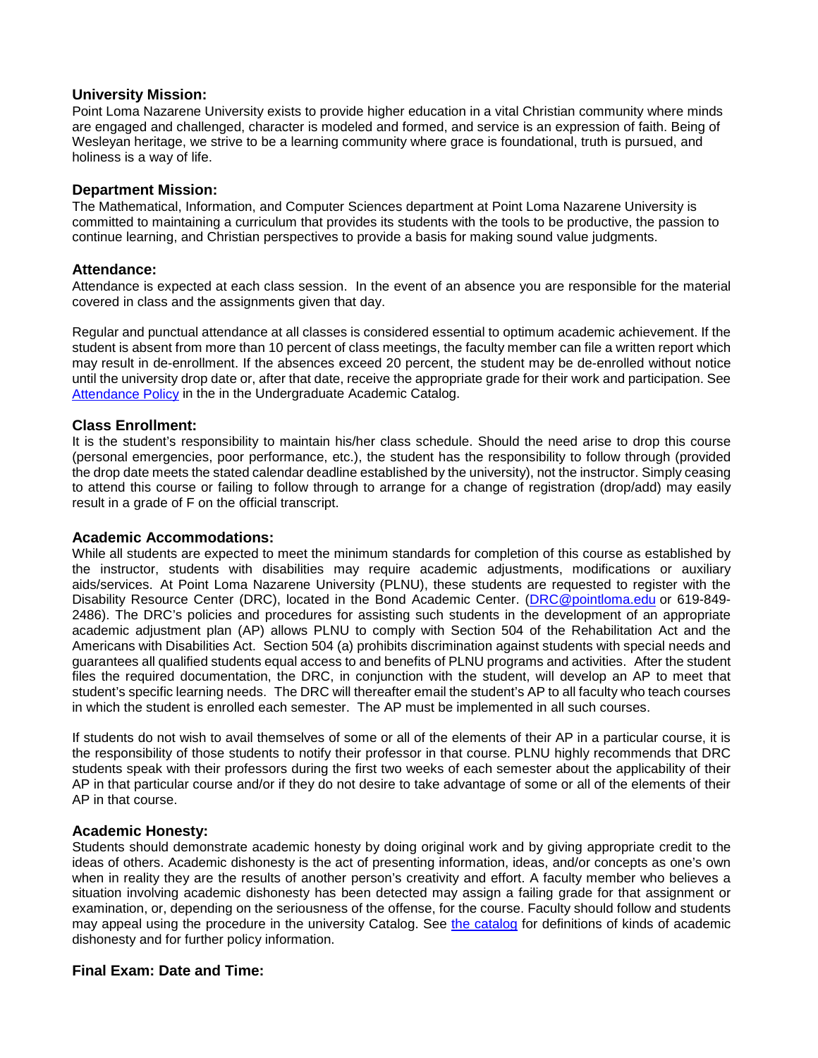### University Mission:

Point Loma Nazarene University exists to provide higher education in a vital Christian community where minds are engaged and challenged, character is modeled and formed, and service is an expression of faith. Being of Wesleyan heritage, we strive to be a learning community where grace is foundational, truth is pursued, and holiness is a way of life.

### Department Mission:

The Mathematical, Information, and Computer Sciences department at Point Loma Nazarene University is committed to maintaining a curriculum that provides its students with the tools to be productive, the passion to continue learning, and Christian perspectives to provide a basis for making sound value judgments.

### Attendance:

Attendance is expected at each class session. In the event of an absence you are responsible for the material covered in class and the assignments given that day.

Regular and punctual attendance at all classes is considered essential to optimum academic achievement. If the student is absent from more than 10 percent of class meetings, the faculty member can file a written report which may result in de-enrollment. If the absences exceed 20 percent, the student may be de-enrolled without notice until the university drop date or, after that date, receive the appropriate grade for their work and participation. See Attendance Policy in the in the Undergraduate Academic Catalog.

### Class Enrollment:

It is the student's responsibility to maintain his/her class schedule. Should the need arise to drop this course (personal emergencies, poor performance, etc.), the student has the responsibility to follow through (provided the drop date meets the stated calendar deadline established by the university), not the instructor. Simply ceasing to attend this course or failing to follow through to arrange for a change of registration (drop/add) may easily result in a grade of F on the official transcript.

### Academic Accommodations:

While all students are expected to meet the minimum standards for completion of this course as established by the instructor, students with disabilities may require academic adjustments, modifications or auxiliary aids/services. At Point Loma Nazarene University (PLNU), these students are requested to register with the Disability Resource Center (DRC), located in the Bond Academic Center. (DRC@pointloma.edu or 619-849-2486). The DRC's policies and procedures for assisting such students in the development of an appropriate academic adjustment plan (AP) allows PLNU to comply with Section 504 of the Rehabilitation Act and the Americans with Disabilities Act. Section 504 (a) prohibits discrimination against students with special needs and guarantees all qualified students equal access to and benefits of PLNU programs and activities. After the student files the required documentation, the DRC, in conjunction with the student, will develop an AP to meet that student's specific learning needs. The DRC will thereafter email the student's AP to all faculty who teach courses in which the student is enrolled each semester. The AP must be implemented in all such courses.

If students do not wish to avail themselves of some or all of the elements of their AP in a particular course, it is the responsibility of those students to notify their professor in that course. PLNU highly recommends that DRC students speak with their professors during the first two weeks of each semester about the applicability of their AP in that particular course and/or if they do not desire to take advantage of some or all of the elements of their AP in that course.

### Academic Honesty:

Students should demonstrate academic honesty by doing original work and by giving appropriate credit to the ideas of others. Academic dishonesty is the act of presenting information, ideas, and/or concepts as one's own when in reality they are the results of another person's creativity and effort. A faculty member who believes a situation involving academic dishonesty has been detected may assign a failing grade for that assignment or examination, or, depending on the seriousness of the offense, for the course. Faculty should follow and students may appeal using the procedure in the university Catalog. See the catalog for definitions of kinds of academic dishonesty and for further policy information.

### Final Exam: Date and Time: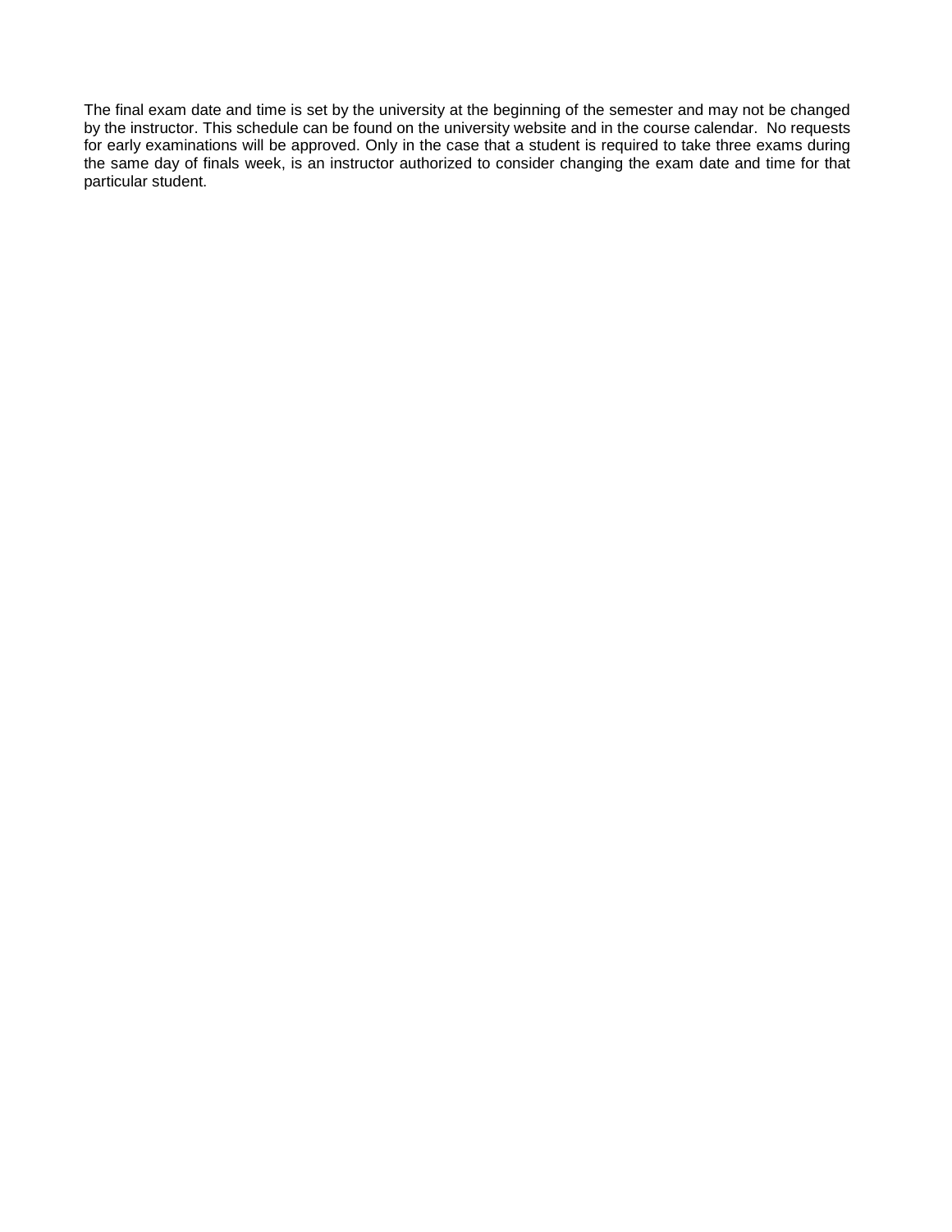The final exam date and time is set by the university at the beginning of the semester and may not be changed by the instructor. This schedule can be found on the university website and in the course calendar. No requests for early examinations will be approved. Only in the case that a student is required to take three exams during the same day of finals week, is an instructor authorized to consider changing the exam date and time for that particular student.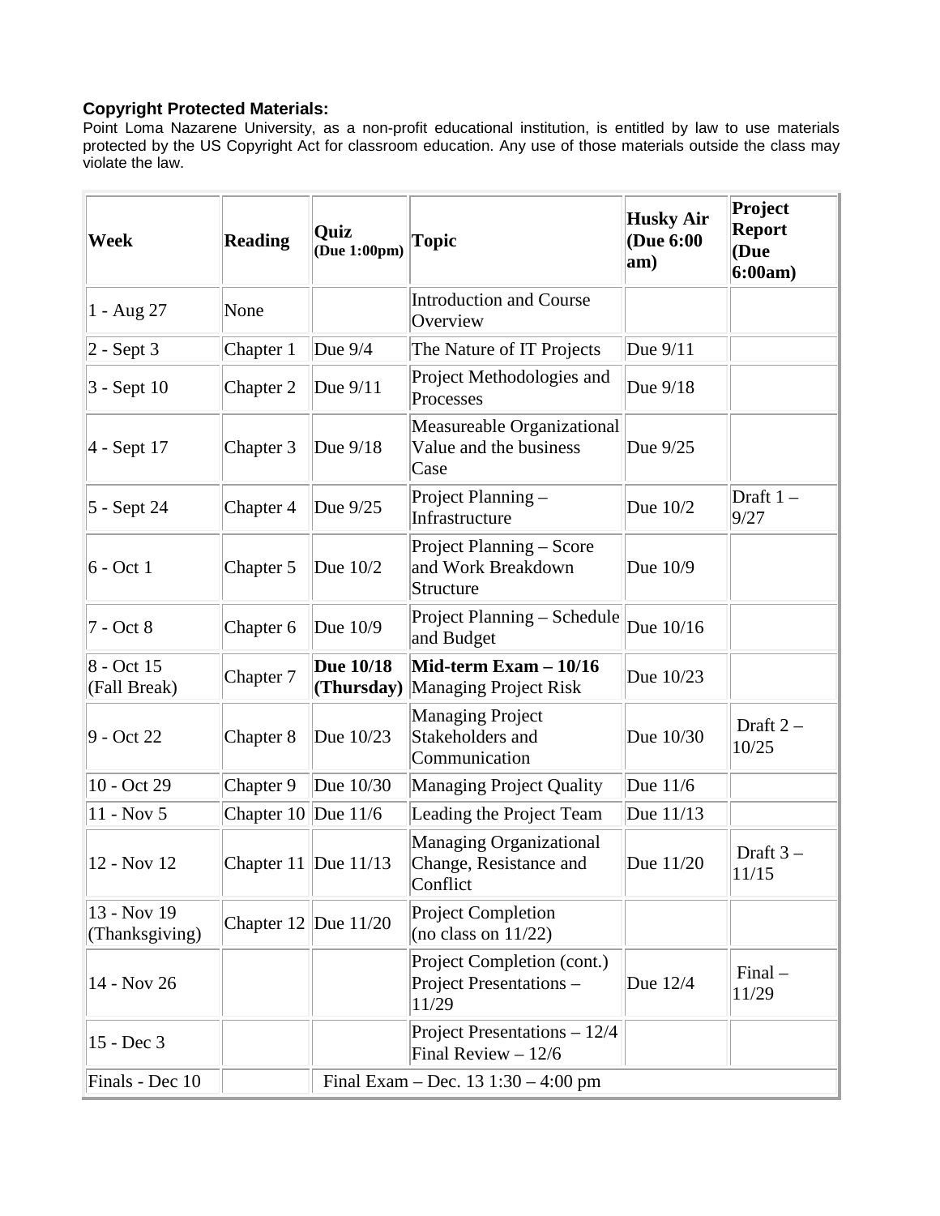**Copyright Protected Materials:**
Point Loma Nazarene University, as a non-profit educational institution, is entitled by law to use materials protected by the US Copyright Act for classroom education. Any use of those materials outside the class may violate the law.

| Week | Reading | Quiz (Due 1:00pm) | Topic | Husky Air (Due 6:00 am) | Project Report (Due 6:00am) |
|---|---|---|---|---|---|
| 1 - Aug 27 | None | | Introduction and Course Overview | | |
| 2 - Sept 3 | Chapter 1 | Due 9/4 | The Nature of IT Projects | Due 9/11 | |
| 3 - Sept 10 | Chapter 2 | Due 9/11 | Project Methodologies and Processes | Due 9/18 | |
| 4 - Sept 17 | Chapter 3 | Due 9/18 | Measureable Organizational Value and the business Case | Due 9/25 | |
| 5 - Sept 24 | Chapter 4 | Due 9/25 | Project Planning – Infrastructure | Due 10/2 | Draft 1 – 9/27 |
| 6 - Oct 1 | Chapter 5 | Due 10/2 | Project Planning – Score and Work Breakdown Structure | Due 10/9 | |
| 7 - Oct 8 | Chapter 6 | Due 10/9 | Project Planning – Schedule and Budget | Due 10/16 | |
| 8 - Oct 15 (Fall Break) | Chapter 7 | **Due 10/18 (Thursday)** | **Mid-term Exam – 10/16** Managing Project Risk | Due 10/23 | |
| 9 - Oct 22 | Chapter 8 | Due 10/23 | Managing Project Stakeholders and Communication | Due 10/30 | Draft 2 – 10/25 |
| 10 - Oct 29 | Chapter 9 | Due 10/30 | Managing Project Quality | Due 11/6 | |
| 11 - Nov 5 | Chapter 10 | Due 11/6 | Leading the Project Team | Due 11/13 | |
| 12 - Nov 12 | Chapter 11 | Due 11/13 | Managing Organizational Change, Resistance and Conflict | Due 11/20 | Draft 3 – 11/15 |
| 13 - Nov 19 (Thanksgiving) | Chapter 12 | Due 11/20 | Project Completion (no class on 11/22) | | |
| 14 - Nov 26 | | | Project Completion (cont.) Project Presentations – 11/29 | Due 12/4 | Final – 11/29 |
| 15 - Dec 3 | | | Project Presentations – 12/4 Final Review – 12/6 | | |
| Finals - Dec 10 | | Final Exam – Dec. 13 1:30 – 4:00 pm | | | |